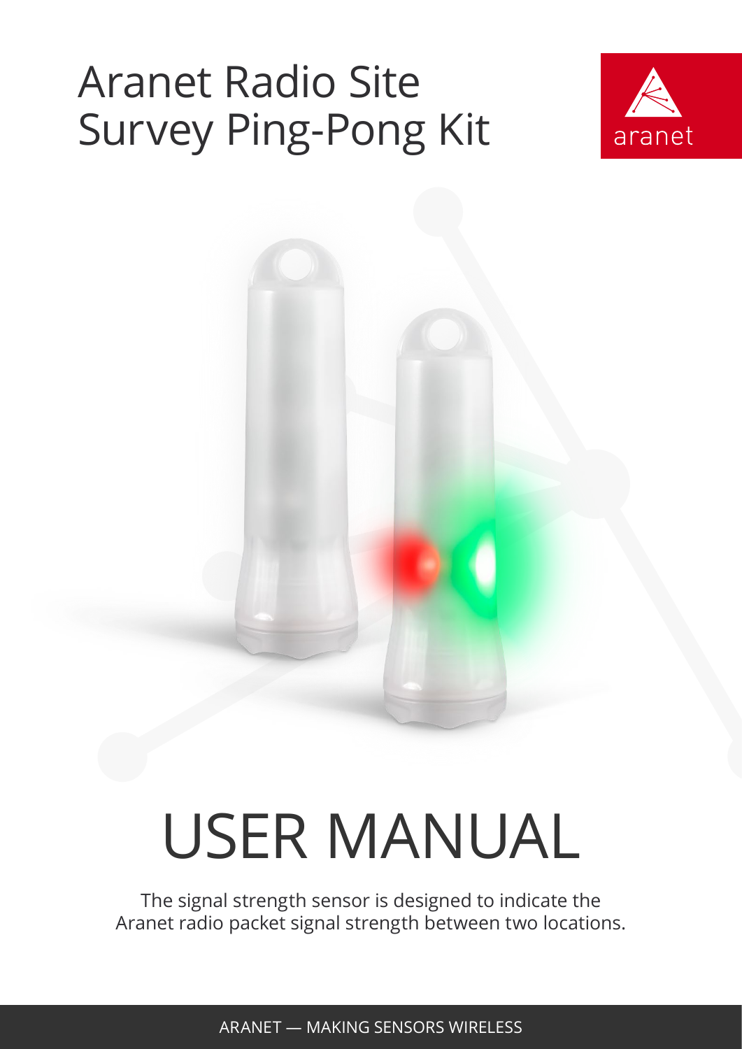# Aranet Radio Site Survey Ping-Pong Kit

aranet

# USER MANUAL

The signal strength sensor is designed to indicate the Aranet radio packet signal strength between two locations.

ARANET — MAKING SENSORS WIRELESS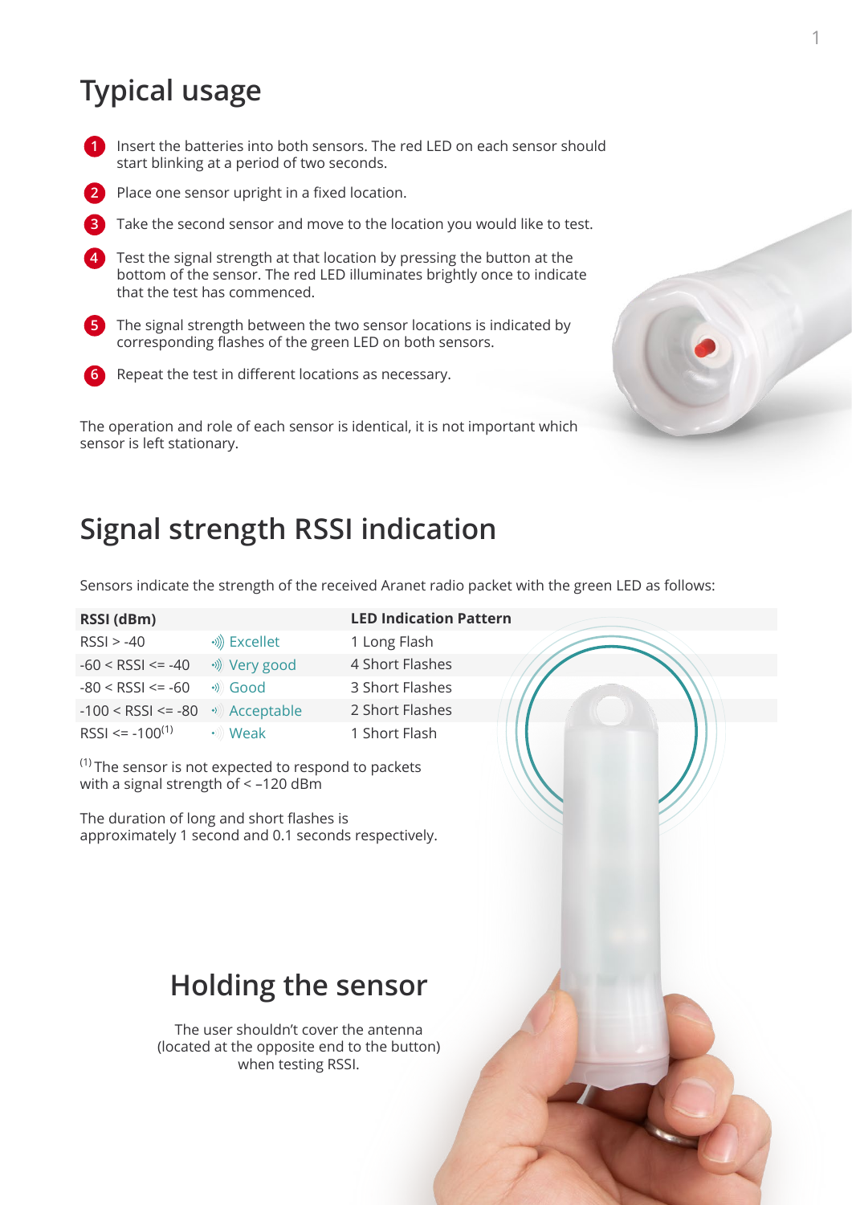# Typical usage

1. Insert the batteries into both sensors. The red LED on each sensor should start blinking at a period of two seconds.
2. Place one sensor upright in a fixed location.
3. Take the second sensor and move to the location you would like to test.
4. Test the signal strength at that location by pressing the button at the bottom of the sensor. The red LED illuminates brightly once to indicate that the test has commenced.
5. The signal strength between the two sensor locations is indicated by corresponding flashes of the green LED on both sensors.
6. Repeat the test in different locations as necessary.

The operation and role of each sensor is identical, it is not important which sensor is left stationary.

# Signal strength RSSI indication

Sensors indicate the strength of the received Aranet radio packet with the green LED as follows:

| RSSI (dBm) | | LED Indication Pattern |
|---|---|---|
| RSSI > -40 | Excellet | 1 Long Flash |
| -60 < RSSI <= -40 | Very good | 4 Short Flashes |
| -80 < RSSI <= -60 | Good | 3 Short Flashes |
| -100 < RSSI <= -80 | Acceptable | 2 Short Flashes |
| RSSI <= -100[1] | Weak | 1 Short Flash |

[1] The sensor is not expected to respond to packets with a signal strength of < –120 dBm

The duration of long and short flashes is approximately 1 second and 0.1 seconds respectively.

# Holding the sensor

The user shouldn't cover the antenna (located at the opposite end to the button) when testing RSSI.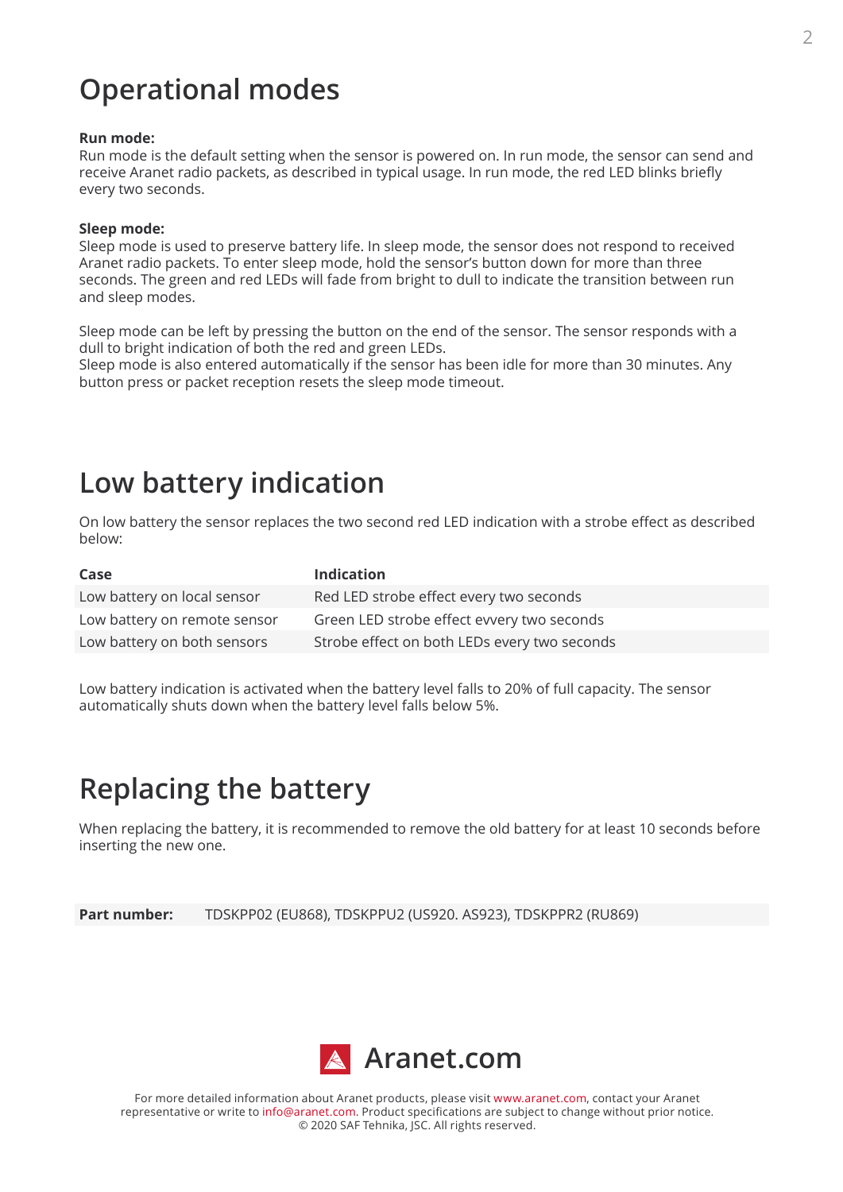# Operational modes

**Run mode:**
Run mode is the default setting when the sensor is powered on. In run mode, the sensor can send and receive Aranet radio packets, as described in typical usage. In run mode, the red LED blinks briefly every two seconds.

**Sleep mode:**
Sleep mode is used to preserve battery life. In sleep mode, the sensor does not respond to received Aranet radio packets. To enter sleep mode, hold the sensor's button down for more than three seconds. The green and red LEDs will fade from bright to dull to indicate the transition between run and sleep modes.

Sleep mode can be left by pressing the button on the end of the sensor. The sensor responds with a dull to bright indication of both the red and green LEDs.
Sleep mode is also entered automatically if the sensor has been idle for more than 30 minutes. Any button press or packet reception resets the sleep mode timeout.

# Low battery indication

On low battery the sensor replaces the two second red LED indication with a strobe effect as described below:

| Case | Indication |
| --- | --- |
| Low battery on local sensor | Red LED strobe effect every two seconds |
| Low battery on remote sensor | Green LED strobe effect evvery two seconds |
| Low battery on both sensors | Strobe effect on both LEDs every two seconds |

Low battery indication is activated when the battery level falls to 20% of full capacity. The sensor automatically shuts down when the battery level falls below 5%.

# Replacing the battery

When replacing the battery, it is recommended to remove the old battery for at least 10 seconds before inserting the new one.

| | |
| --- | --- |
| **Part number:** | TDSKPP02 (EU868), TDSKPPU2 (US920. AS923), TDSKPPR2 (RU869) |

Aranet.com

For more detailed information about Aranet products, please visit www.aranet.com, contact your Aranet representative or write to info@aranet.com. Product specifications are subject to change without prior notice.
© 2020 SAF Tehnika, JSC. All rights reserved.